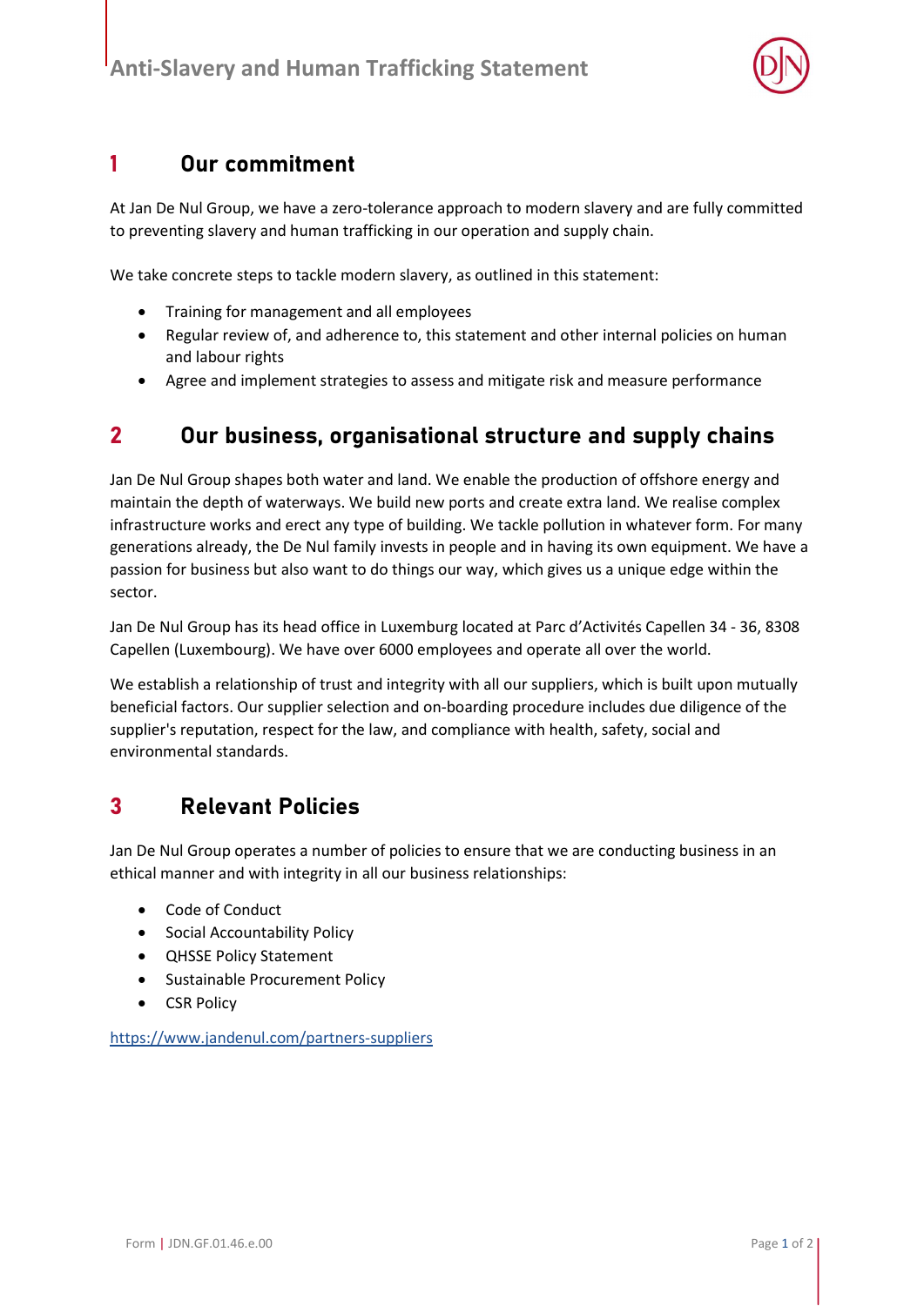# Anti-Slavery and Human Trafficking Statement

## 1 Our commitment

At Jan De Nul Group, we have a zero-tolerance approach to modern slavery and are fully committed to preventing slavery and human trafficking in our operation and supply chain.

We take concrete steps to tackle modern slavery, as outlined in this statement:

- Training for management and all employees
- Regular review of, and adherence to, this statement and other internal policies on human and labour rights
- Agree and implement strategies to assess and mitigate risk and measure performance

## 2 Our business, organisational structure and supply chains

Jan De Nul Group shapes both water and land. We enable the production of offshore energy and maintain the depth of waterways. We build new ports and create extra land. We realise complex infrastructure works and erect any type of building. We tackle pollution in whatever form. For many generations already, the De Nul family invests in people and in having its own equipment. We have a passion for business but also want to do things our way, which gives us a unique edge within the sector.

Jan De Nul Group has its head office in Luxemburg located at Parc d'Activités Capellen 34 - 36, 8308 Capellen (Luxembourg). We have over 6000 employees and operate all over the world.

We establish a relationship of trust and integrity with all our suppliers, which is built upon mutually beneficial factors. Our supplier selection and on-boarding procedure includes due diligence of the supplier's reputation, respect for the law, and compliance with health, safety, social and environmental standards.

## 3 Relevant Policies

Jan De Nul Group operates a number of policies to ensure that we are conducting business in an ethical manner and with integrity in all our business relationships:

- Code of Conduct
- Social Accountability Policy
- QHSSE Policy Statement
- Sustainable Procurement Policy
- CSR Policy

https://www.jandenul.com/partners-suppliers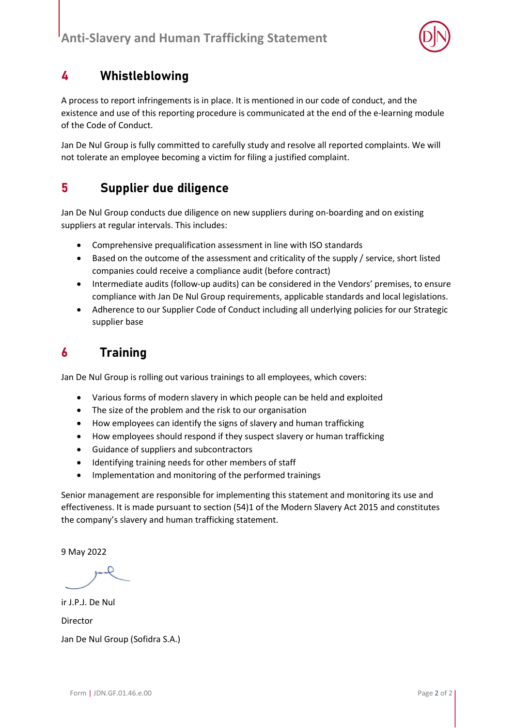## 4 Whistleblowing

A process to report infringements is in place. It is mentioned in our code of conduct, and the existence and use of this reporting procedure is communicated at the end of the e-learning module of the Code of Conduct.

Jan De Nul Group is fully committed to carefully study and resolve all reported complaints. We will not tolerate an employee becoming a victim for filing a justified complaint.

## 5 Supplier due diligence

Jan De Nul Group conducts due diligence on new suppliers during on-boarding and on existing suppliers at regular intervals. This includes:

- Comprehensive prequalification assessment in line with ISO standards
- Based on the outcome of the assessment and criticality of the supply / service, short listed companies could receive a compliance audit (before contract)
- Intermediate audits (follow-up audits) can be considered in the Vendors' premises, to ensure compliance with Jan De Nul Group requirements, applicable standards and local legislations.
- Adherence to our Supplier Code of Conduct including all underlying policies for our Strategic supplier base

## 6 Training

Jan De Nul Group is rolling out various trainings to all employees, which covers:

- Various forms of modern slavery in which people can be held and exploited
- The size of the problem and the risk to our organisation
- How employees can identify the signs of slavery and human trafficking
- How employees should respond if they suspect slavery or human trafficking
- Guidance of suppliers and subcontractors
- Identifying training needs for other members of staff
- Implementation and monitoring of the performed trainings

Senior management are responsible for implementing this statement and monitoring its use and effectiveness. It is made pursuant to section (54)1 of the Modern Slavery Act 2015 and constitutes the company's slavery and human trafficking statement.

9 May 2022

ir J.P.J. De Nul

Director

Jan De Nul Group (Sofidra S.A.)

Form | JDN.GF.01.46.e.00